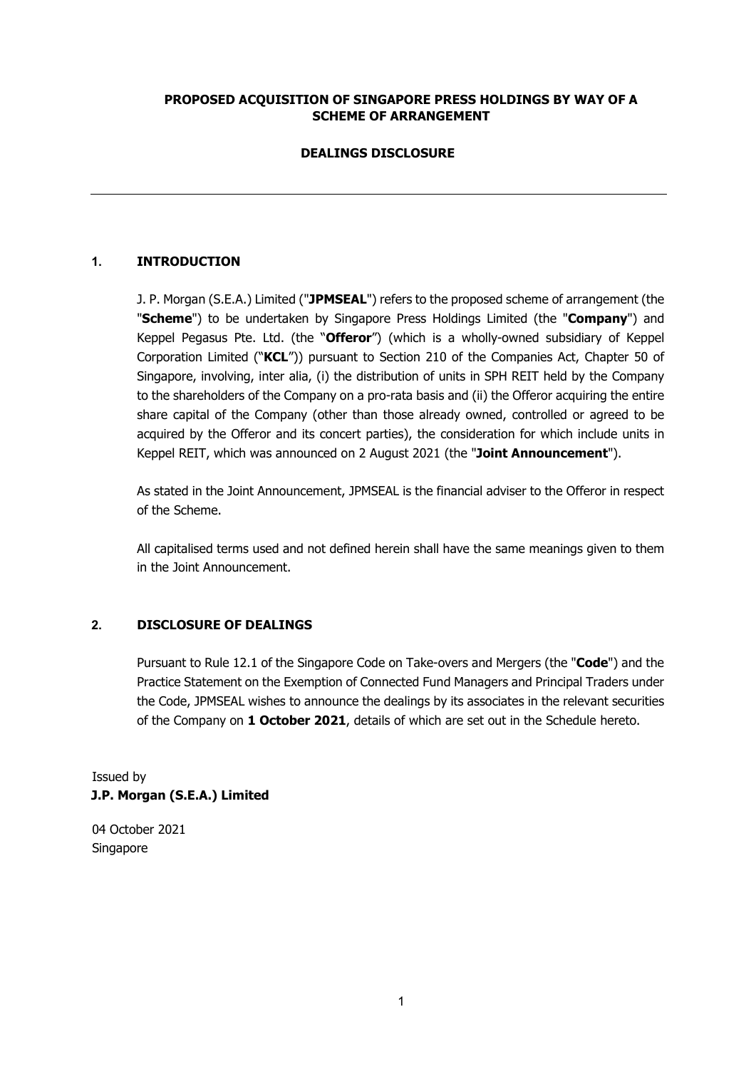**PROPOSED ACQUISITION OF SINGAPORE PRESS HOLDINGS BY WAY OF A SCHEME OF ARRANGEMENT**

**DEALINGS DISCLOSURE**

---

## 1. INTRODUCTION

J. P. Morgan (S.E.A.) Limited ("**JPMSEAL**") refers to the proposed scheme of arrangement (the "**Scheme**") to be undertaken by Singapore Press Holdings Limited (the "**Company**") and Keppel Pegasus Pte. Ltd. (the "**Offeror**") (which is a wholly-owned subsidiary of Keppel Corporation Limited ("**KCL**")) pursuant to Section 210 of the Companies Act, Chapter 50 of Singapore, involving, inter alia, (i) the distribution of units in SPH REIT held by the Company to the shareholders of the Company on a pro-rata basis and (ii) the Offeror acquiring the entire share capital of the Company (other than those already owned, controlled or agreed to be acquired by the Offeror and its concert parties), the consideration for which include units in Keppel REIT, which was announced on 2 August 2021 (the "**Joint Announcement**").

As stated in the Joint Announcement, JPMSEAL is the financial adviser to the Offeror in respect of the Scheme.

All capitalised terms used and not defined herein shall have the same meanings given to them in the Joint Announcement.

## 2. DISCLOSURE OF DEALINGS

Pursuant to Rule 12.1 of the Singapore Code on Take-overs and Mergers (the "**Code**") and the Practice Statement on the Exemption of Connected Fund Managers and Principal Traders under the Code, JPMSEAL wishes to announce the dealings by its associates in the relevant securities of the Company on **1 October 2021**, details of which are set out in the Schedule hereto.

Issued by
**J.P. Morgan (S.E.A.) Limited**

04 October 2021
Singapore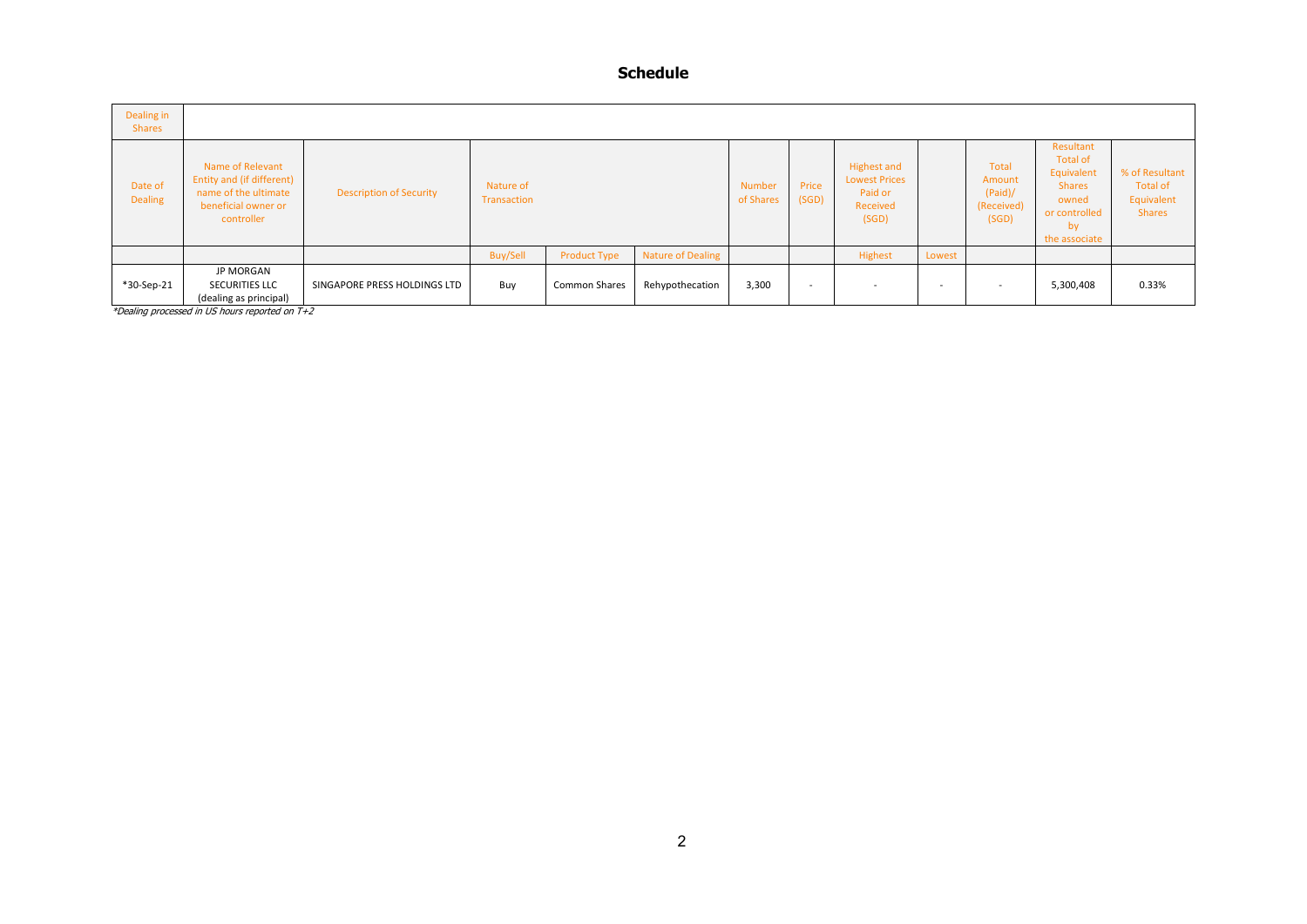## Schedule

| Dealing in Shares | | | | | | | | | | | | |
|---|---|---|---|---|---|---|---|---|---|---|---|---|
| Date of Dealing | Name of Relevant Entity and (if different) name of the ultimate beneficial owner or controller | Description of Security | Nature of Transaction | | | Number of Shares | Price (SGD) | Highest and Lowest Prices Paid or Received (SGD) | | Total Amount (Paid)/ (Received) (SGD) | Resultant Total of Equivalent Shares owned or controlled by the associate | % of Resultant Total of Equivalent Shares |
| | | | Buy/Sell | Product Type | Nature of Dealing | | | Highest | Lowest | | | |
| *30-Sep-21 | JP MORGAN SECURITIES LLC (dealing as principal) | SINGAPORE PRESS HOLDINGS LTD | Buy | Common Shares | Rehypothecation | 3,300 | - | - | - | - | 5,300,408 | 0.33% |

*Dealing processed in US hours reported on T+2